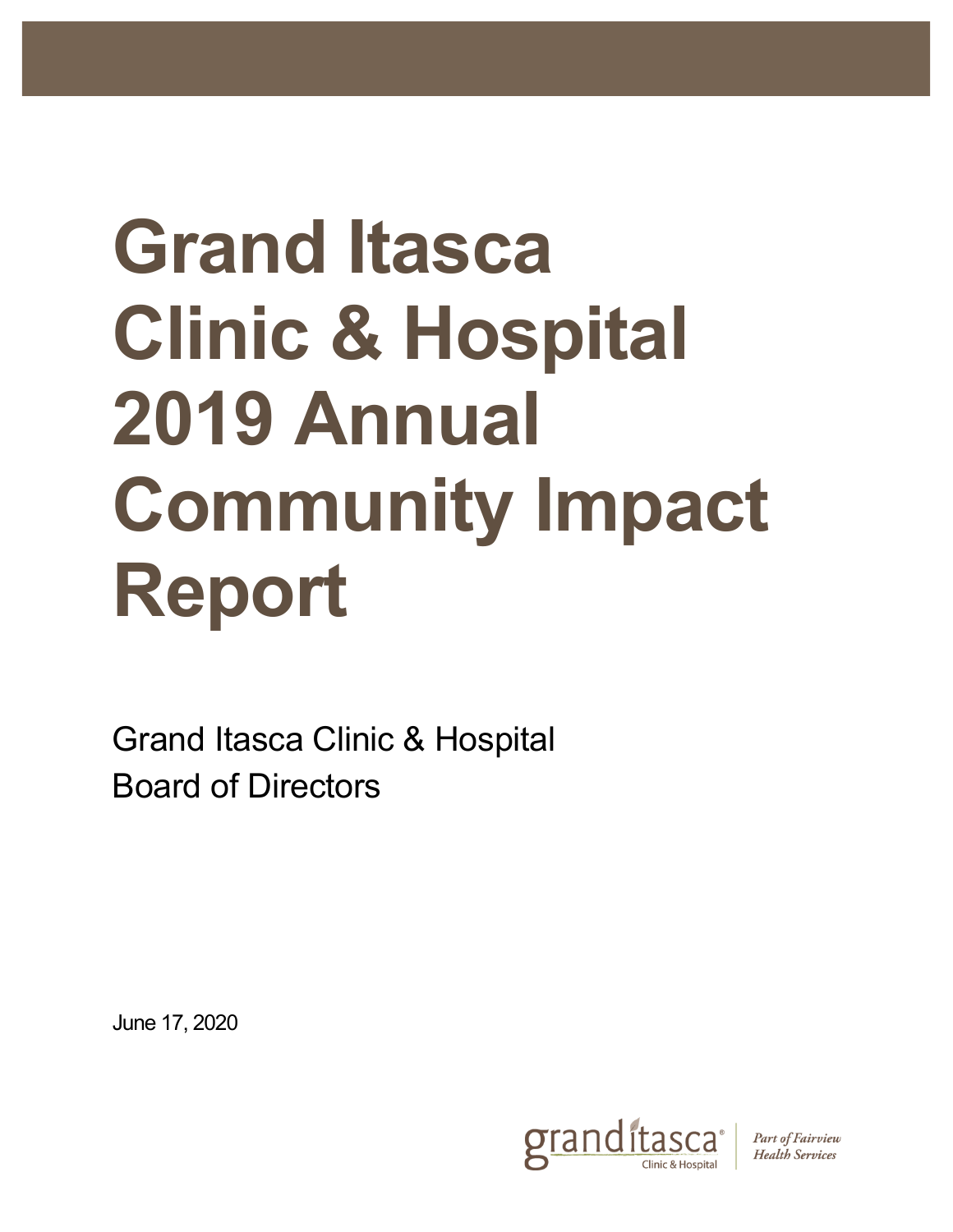# Grand Itasca Clinic & Hospital 2019 Annual Community Impact Report

Grand Itasca Clinic & Hospital
Board of Directors

June 17, 2020

granditasca Clinic & Hospital | *Part of Fairview Health Services*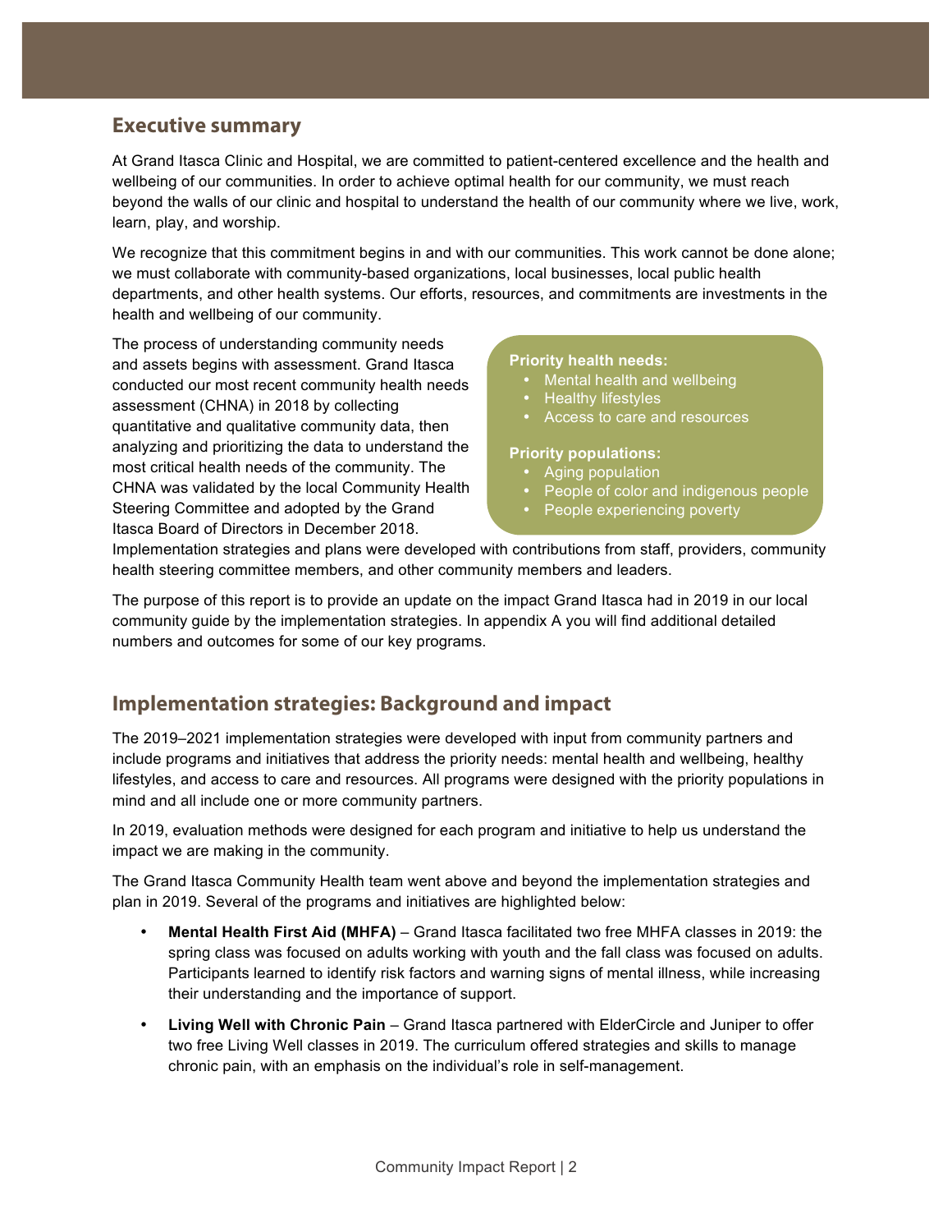## Executive summary

At Grand Itasca Clinic and Hospital, we are committed to patient-centered excellence and the health and wellbeing of our communities. In order to achieve optimal health for our community, we must reach beyond the walls of our clinic and hospital to understand the health of our community where we live, work, learn, play, and worship.

We recognize that this commitment begins in and with our communities. This work cannot be done alone; we must collaborate with community-based organizations, local businesses, local public health departments, and other health systems. Our efforts, resources, and commitments are investments in the health and wellbeing of our community.

The process of understanding community needs and assets begins with assessment. Grand Itasca conducted our most recent community health needs assessment (CHNA) in 2018 by collecting quantitative and qualitative community data, then analyzing and prioritizing the data to understand the most critical health needs of the community. The CHNA was validated by the local Community Health Steering Committee and adopted by the Grand Itasca Board of Directors in December 2018. Implementation strategies and plans were developed with contributions from staff, providers, community health steering committee members, and other community members and leaders.

**Priority health needs:**

- Mental health and wellbeing
- Healthy lifestyles
- Access to care and resources

**Priority populations:**

- Aging population
- People of color and indigenous people
- People experiencing poverty

The purpose of this report is to provide an update on the impact Grand Itasca had in 2019 in our local community guide by the implementation strategies. In appendix A you will find additional detailed numbers and outcomes for some of our key programs.

## Implementation strategies: Background and impact

The 2019–2021 implementation strategies were developed with input from community partners and include programs and initiatives that address the priority needs: mental health and wellbeing, healthy lifestyles, and access to care and resources. All programs were designed with the priority populations in mind and all include one or more community partners.

In 2019, evaluation methods were designed for each program and initiative to help us understand the impact we are making in the community.

The Grand Itasca Community Health team went above and beyond the implementation strategies and plan in 2019. Several of the programs and initiatives are highlighted below:

- **Mental Health First Aid (MHFA)** – Grand Itasca facilitated two free MHFA classes in 2019: the spring class was focused on adults working with youth and the fall class was focused on adults. Participants learned to identify risk factors and warning signs of mental illness, while increasing their understanding and the importance of support.
- **Living Well with Chronic Pain** – Grand Itasca partnered with ElderCircle and Juniper to offer two free Living Well classes in 2019. The curriculum offered strategies and skills to manage chronic pain, with an emphasis on the individual's role in self-management.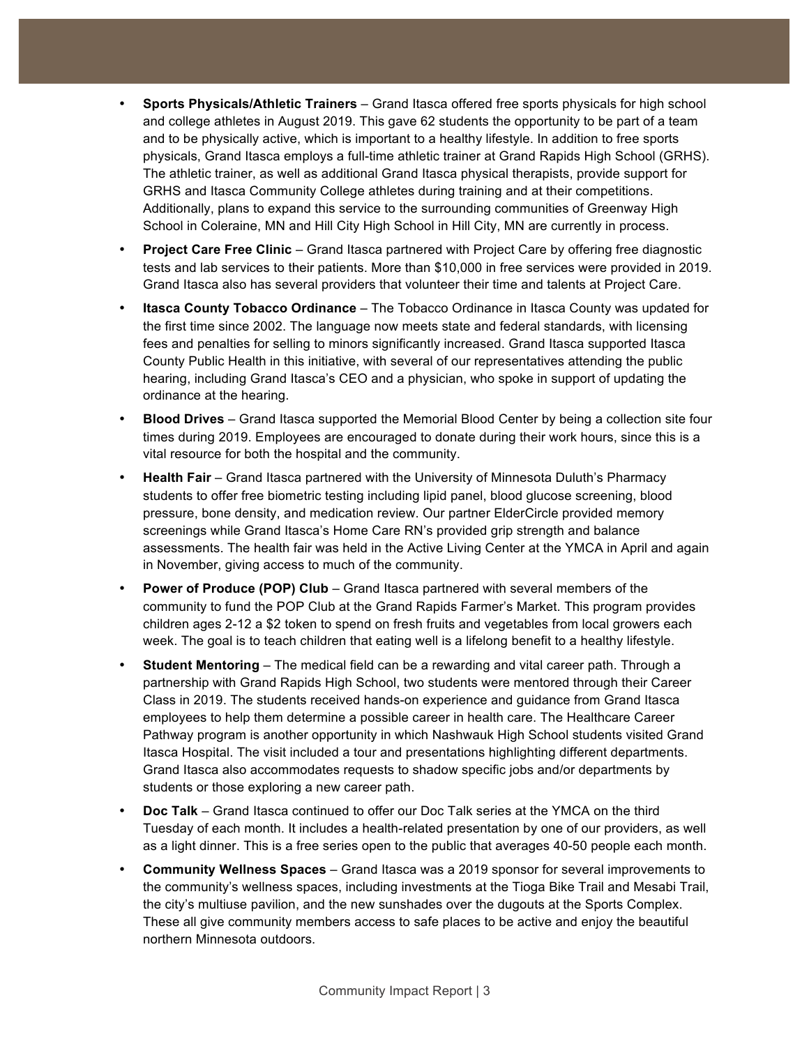- **Sports Physicals/Athletic Trainers** – Grand Itasca offered free sports physicals for high school and college athletes in August 2019. This gave 62 students the opportunity to be part of a team and to be physically active, which is important to a healthy lifestyle. In addition to free sports physicals, Grand Itasca employs a full-time athletic trainer at Grand Rapids High School (GRHS). The athletic trainer, as well as additional Grand Itasca physical therapists, provide support for GRHS and Itasca Community College athletes during training and at their competitions. Additionally, plans to expand this service to the surrounding communities of Greenway High School in Coleraine, MN and Hill City High School in Hill City, MN are currently in process.
- **Project Care Free Clinic** – Grand Itasca partnered with Project Care by offering free diagnostic tests and lab services to their patients. More than $10,000 in free services were provided in 2019. Grand Itasca also has several providers that volunteer their time and talents at Project Care.
- **Itasca County Tobacco Ordinance** – The Tobacco Ordinance in Itasca County was updated for the first time since 2002. The language now meets state and federal standards, with licensing fees and penalties for selling to minors significantly increased. Grand Itasca supported Itasca County Public Health in this initiative, with several of our representatives attending the public hearing, including Grand Itasca's CEO and a physician, who spoke in support of updating the ordinance at the hearing.
- **Blood Drives** – Grand Itasca supported the Memorial Blood Center by being a collection site four times during 2019. Employees are encouraged to donate during their work hours, since this is a vital resource for both the hospital and the community.
- **Health Fair** – Grand Itasca partnered with the University of Minnesota Duluth's Pharmacy students to offer free biometric testing including lipid panel, blood glucose screening, blood pressure, bone density, and medication review. Our partner ElderCircle provided memory screenings while Grand Itasca's Home Care RN's provided grip strength and balance assessments. The health fair was held in the Active Living Center at the YMCA in April and again in November, giving access to much of the community.
- **Power of Produce (POP) Club** – Grand Itasca partnered with several members of the community to fund the POP Club at the Grand Rapids Farmer's Market. This program provides children ages 2-12 a $2 token to spend on fresh fruits and vegetables from local growers each week. The goal is to teach children that eating well is a lifelong benefit to a healthy lifestyle.
- **Student Mentoring** – The medical field can be a rewarding and vital career path. Through a partnership with Grand Rapids High School, two students were mentored through their Career Class in 2019. The students received hands-on experience and guidance from Grand Itasca employees to help them determine a possible career in health care. The Healthcare Career Pathway program is another opportunity in which Nashwauk High School students visited Grand Itasca Hospital. The visit included a tour and presentations highlighting different departments. Grand Itasca also accommodates requests to shadow specific jobs and/or departments by students or those exploring a new career path.
- **Doc Talk** – Grand Itasca continued to offer our Doc Talk series at the YMCA on the third Tuesday of each month. It includes a health-related presentation by one of our providers, as well as a light dinner. This is a free series open to the public that averages 40-50 people each month.
- **Community Wellness Spaces** – Grand Itasca was a 2019 sponsor for several improvements to the community's wellness spaces, including investments at the Tioga Bike Trail and Mesabi Trail, the city's multiuse pavilion, and the new sunshades over the dugouts at the Sports Complex. These all give community members access to safe places to be active and enjoy the beautiful northern Minnesota outdoors.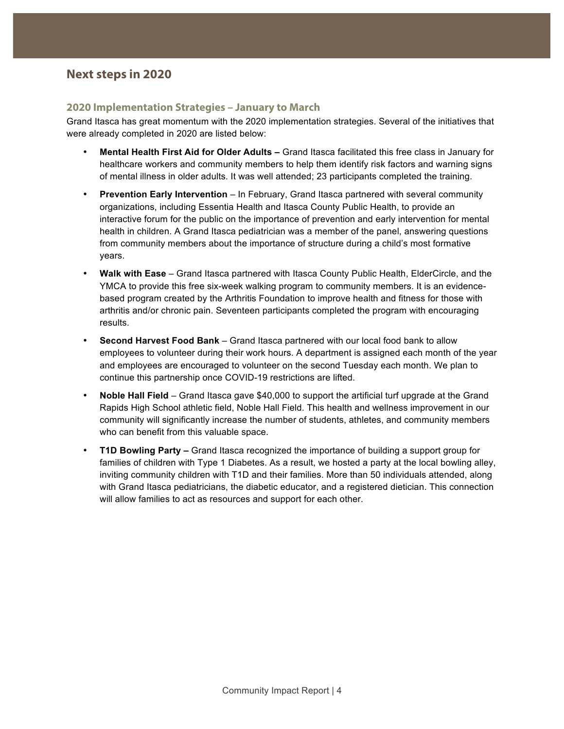## Next steps in 2020

### 2020 Implementation Strategies – January to March

Grand Itasca has great momentum with the 2020 implementation strategies. Several of the initiatives that were already completed in 2020 are listed below:

- **Mental Health First Aid for Older Adults –** Grand Itasca facilitated this free class in January for healthcare workers and community members to help them identify risk factors and warning signs of mental illness in older adults. It was well attended; 23 participants completed the training.
- **Prevention Early Intervention** – In February, Grand Itasca partnered with several community organizations, including Essentia Health and Itasca County Public Health, to provide an interactive forum for the public on the importance of prevention and early intervention for mental health in children. A Grand Itasca pediatrician was a member of the panel, answering questions from community members about the importance of structure during a child's most formative years.
- **Walk with Ease** – Grand Itasca partnered with Itasca County Public Health, ElderCircle, and the YMCA to provide this free six-week walking program to community members. It is an evidence-based program created by the Arthritis Foundation to improve health and fitness for those with arthritis and/or chronic pain. Seventeen participants completed the program with encouraging results.
- **Second Harvest Food Bank** – Grand Itasca partnered with our local food bank to allow employees to volunteer during their work hours. A department is assigned each month of the year and employees are encouraged to volunteer on the second Tuesday each month. We plan to continue this partnership once COVID-19 restrictions are lifted.
- **Noble Hall Field** – Grand Itasca gave $40,000 to support the artificial turf upgrade at the Grand Rapids High School athletic field, Noble Hall Field. This health and wellness improvement in our community will significantly increase the number of students, athletes, and community members who can benefit from this valuable space.
- **T1D Bowling Party –** Grand Itasca recognized the importance of building a support group for families of children with Type 1 Diabetes. As a result, we hosted a party at the local bowling alley, inviting community children with T1D and their families. More than 50 individuals attended, along with Grand Itasca pediatricians, the diabetic educator, and a registered dietician. This connection will allow families to act as resources and support for each other.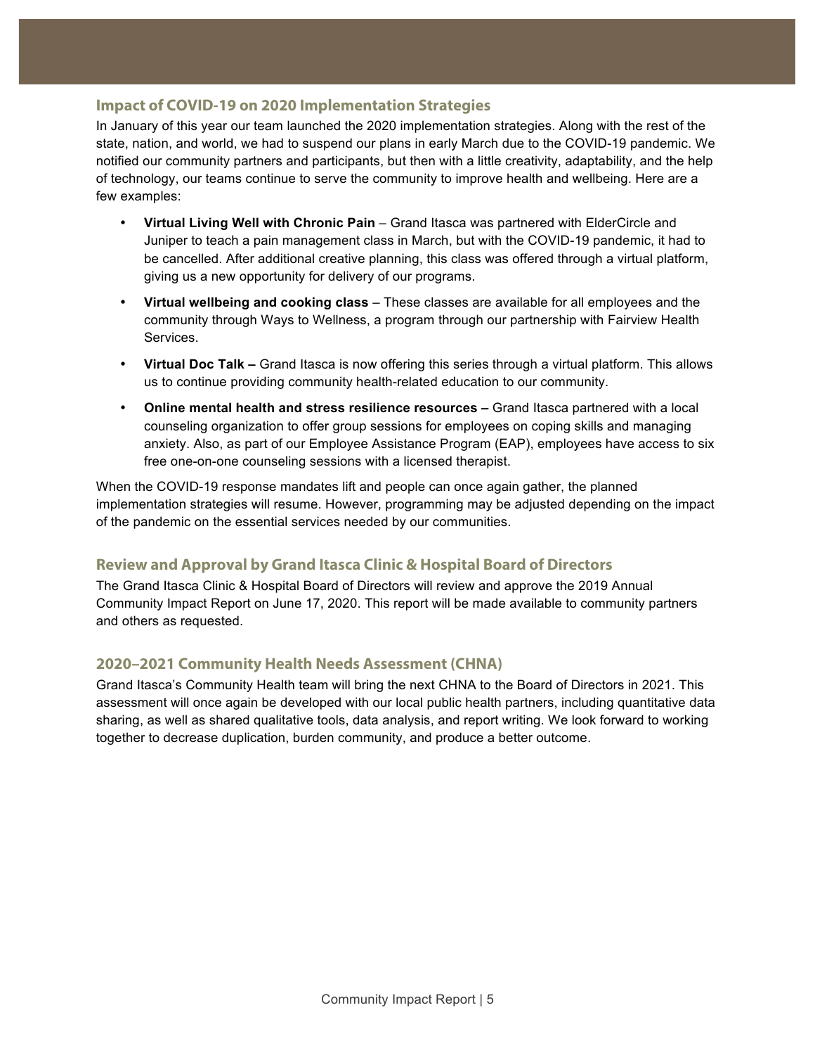## Impact of COVID-19 on 2020 Implementation Strategies

In January of this year our team launched the 2020 implementation strategies. Along with the rest of the state, nation, and world, we had to suspend our plans in early March due to the COVID-19 pandemic. We notified our community partners and participants, but then with a little creativity, adaptability, and the help of technology, our teams continue to serve the community to improve health and wellbeing. Here are a few examples:

- **Virtual Living Well with Chronic Pain** – Grand Itasca was partnered with ElderCircle and Juniper to teach a pain management class in March, but with the COVID-19 pandemic, it had to be cancelled. After additional creative planning, this class was offered through a virtual platform, giving us a new opportunity for delivery of our programs.
- **Virtual wellbeing and cooking class** – These classes are available for all employees and the community through Ways to Wellness, a program through our partnership with Fairview Health Services.
- **Virtual Doc Talk –** Grand Itasca is now offering this series through a virtual platform. This allows us to continue providing community health-related education to our community.
- **Online mental health and stress resilience resources –** Grand Itasca partnered with a local counseling organization to offer group sessions for employees on coping skills and managing anxiety. Also, as part of our Employee Assistance Program (EAP), employees have access to six free one-on-one counseling sessions with a licensed therapist.

When the COVID-19 response mandates lift and people can once again gather, the planned implementation strategies will resume. However, programming may be adjusted depending on the impact of the pandemic on the essential services needed by our communities.

## Review and Approval by Grand Itasca Clinic & Hospital Board of Directors

The Grand Itasca Clinic & Hospital Board of Directors will review and approve the 2019 Annual Community Impact Report on June 17, 2020. This report will be made available to community partners and others as requested.

## 2020–2021 Community Health Needs Assessment (CHNA)

Grand Itasca's Community Health team will bring the next CHNA to the Board of Directors in 2021. This assessment will once again be developed with our local public health partners, including quantitative data sharing, as well as shared qualitative tools, data analysis, and report writing. We look forward to working together to decrease duplication, burden community, and produce a better outcome.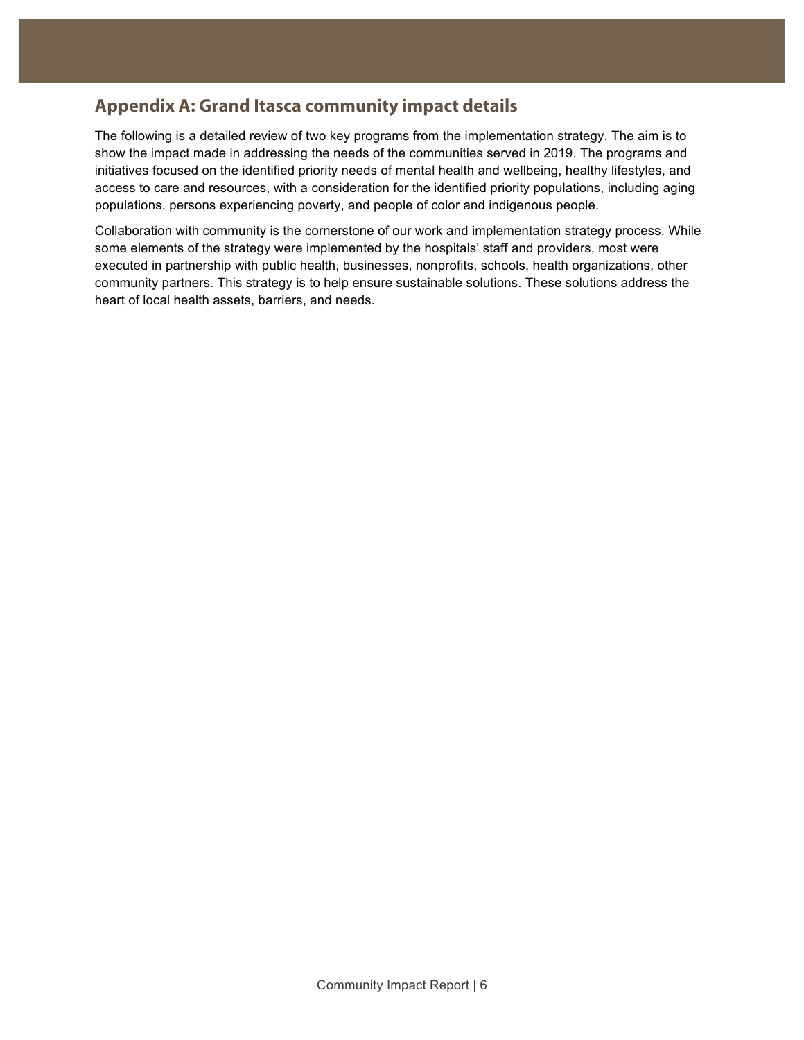## Appendix A: Grand Itasca community impact details

The following is a detailed review of two key programs from the implementation strategy. The aim is to show the impact made in addressing the needs of the communities served in 2019. The programs and initiatives focused on the identified priority needs of mental health and wellbeing, healthy lifestyles, and access to care and resources, with a consideration for the identified priority populations, including aging populations, persons experiencing poverty, and people of color and indigenous people.

Collaboration with community is the cornerstone of our work and implementation strategy process. While some elements of the strategy were implemented by the hospitals' staff and providers, most were executed in partnership with public health, businesses, nonprofits, schools, health organizations, other community partners. This strategy is to help ensure sustainable solutions. These solutions address the heart of local health assets, barriers, and needs.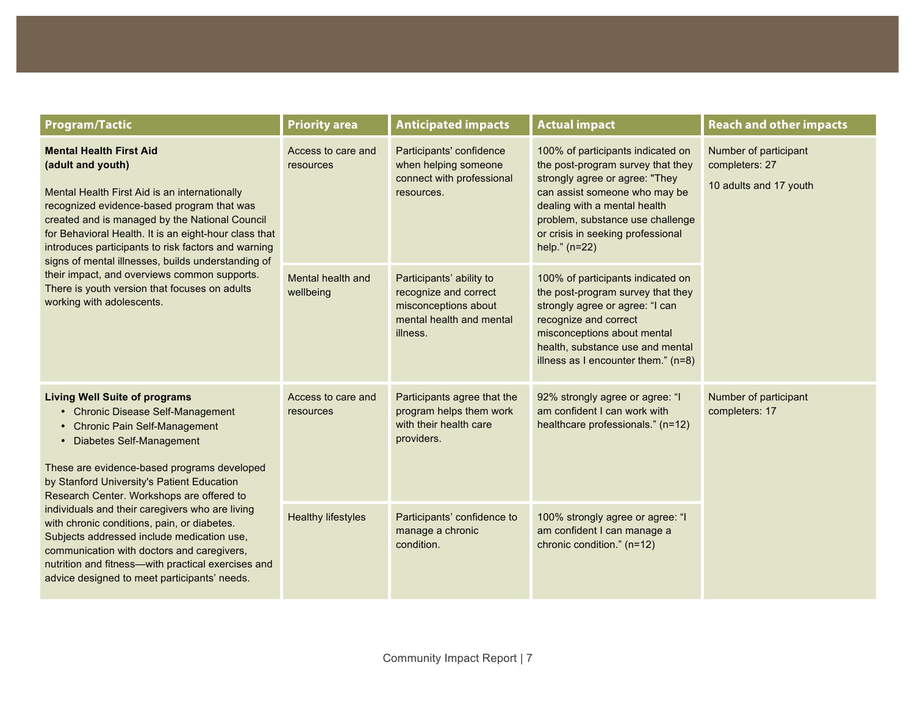| Program/Tactic | Priority area | Anticipated impacts | Actual impact | Reach and other impacts |
|---|---|---|---|---|
| **Mental Health First Aid (adult and youth)**<br><br>Mental Health First Aid is an internationally recognized evidence-based program that was created and is managed by the National Council for Behavioral Health. It is an eight-hour class that introduces participants to risk factors and warning signs of mental illnesses, builds understanding of their impact, and overviews common supports. There is youth version that focuses on adults working with adolescents. | Access to care and resources | Participants' confidence when helping someone connect with professional resources. | 100% of participants indicated on the post-program survey that they strongly agree or agree: "They can assist someone who may be dealing with a mental health problem, substance use challenge or crisis in seeking professional help." (n=22) | Number of participant completers: 27<br><br>10 adults and 17 youth |
| | Mental health and wellbeing | Participants' ability to recognize and correct misconceptions about mental health and mental illness. | 100% of participants indicated on the post-program survey that they strongly agree or agree: "I can recognize and correct misconceptions about mental health, substance use and mental illness as I encounter them." (n=8) | |
| **Living Well Suite of programs**<br>• Chronic Disease Self-Management<br>• Chronic Pain Self-Management<br>• Diabetes Self-Management<br><br>These are evidence-based programs developed by Stanford University's Patient Education Research Center. Workshops are offered to individuals and their caregivers who are living with chronic conditions, pain, or diabetes. Subjects addressed include medication use, communication with doctors and caregivers, nutrition and fitness—with practical exercises and advice designed to meet participants' needs. | Access to care and resources | Participants agree that the program helps them work with their health care providers. | 92% strongly agree or agree: "I am confident I can work with healthcare professionals." (n=12) | Number of participant completers: 17 |
| | Healthy lifestyles | Participants' confidence to manage a chronic condition. | 100% strongly agree or agree: "I am confident I can manage a chronic condition." (n=12) | |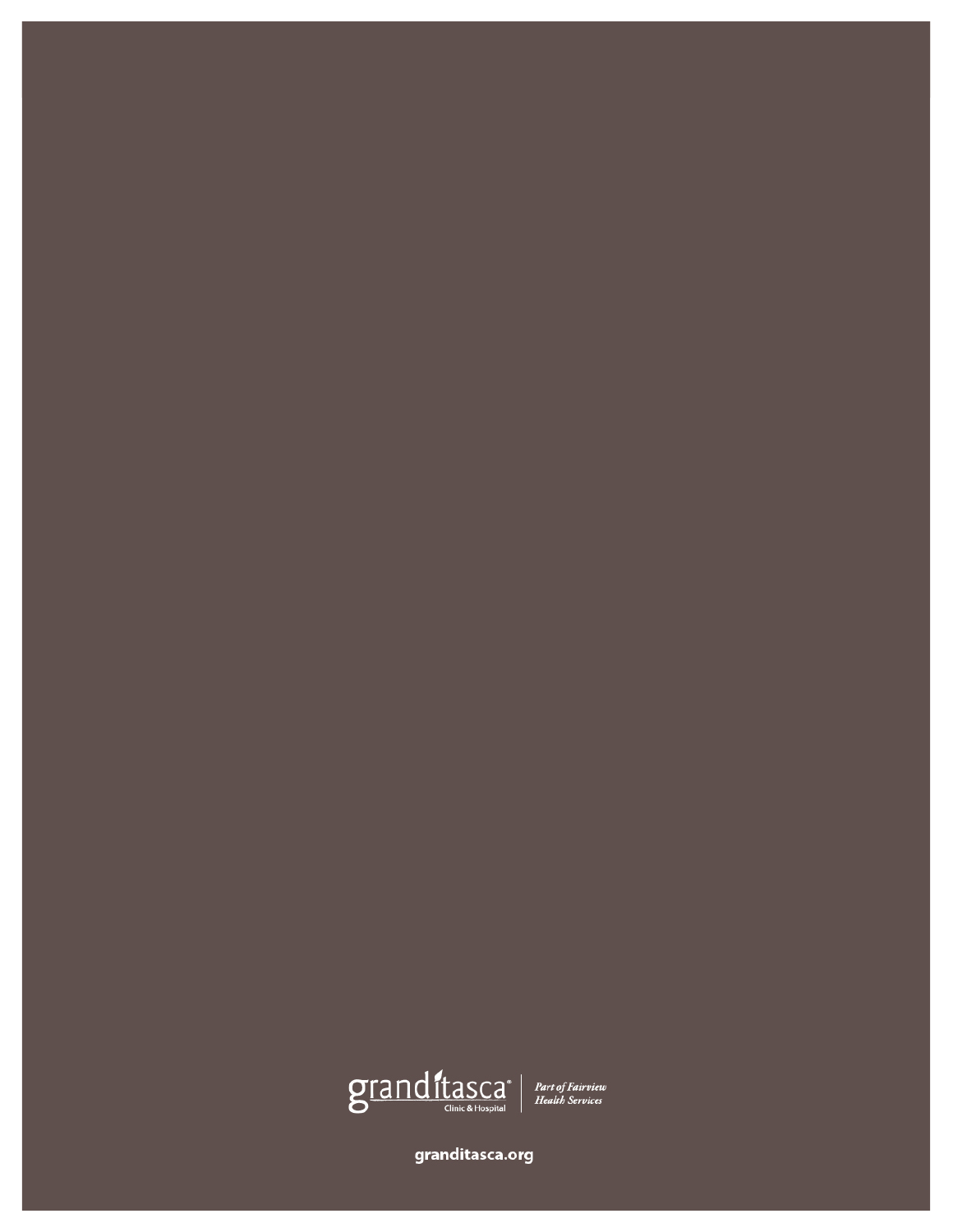granditasca® Clinic & Hospital | *Part of Fairview Health Services*

**granditasca.org**